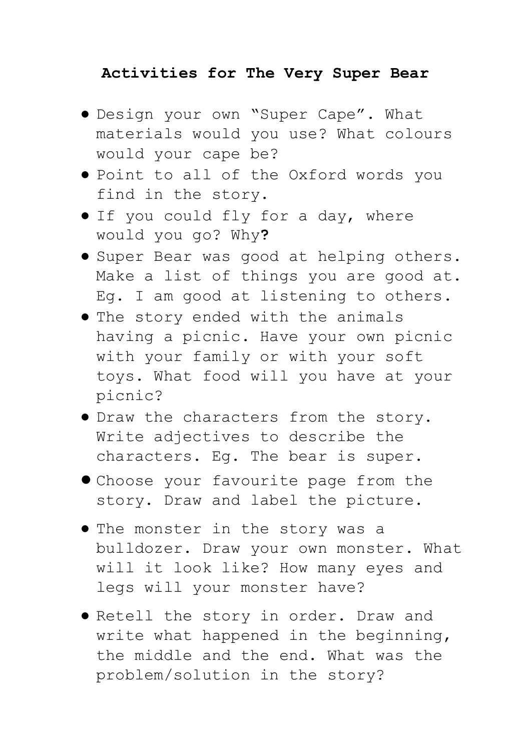**Activities for The Very Super Bear**

- Design your own "Super Cape". What materials would you use? What colours would your cape be?
- Point to all of the Oxford words you find in the story.
- If you could fly for a day, where would you go? Why**?**
- Super Bear was good at helping others. Make a list of things you are good at. Eg. I am good at listening to others.
- The story ended with the animals having a picnic. Have your own picnic with your family or with your soft toys. What food will you have at your picnic?
- Draw the characters from the story. Write adjectives to describe the characters. Eg. The bear is super.
- Choose your favourite page from the story. Draw and label the picture.
- The monster in the story was a bulldozer. Draw your own monster. What will it look like? How many eyes and legs will your monster have?
- Retell the story in order. Draw and write what happened in the beginning, the middle and the end. What was the problem/solution in the story?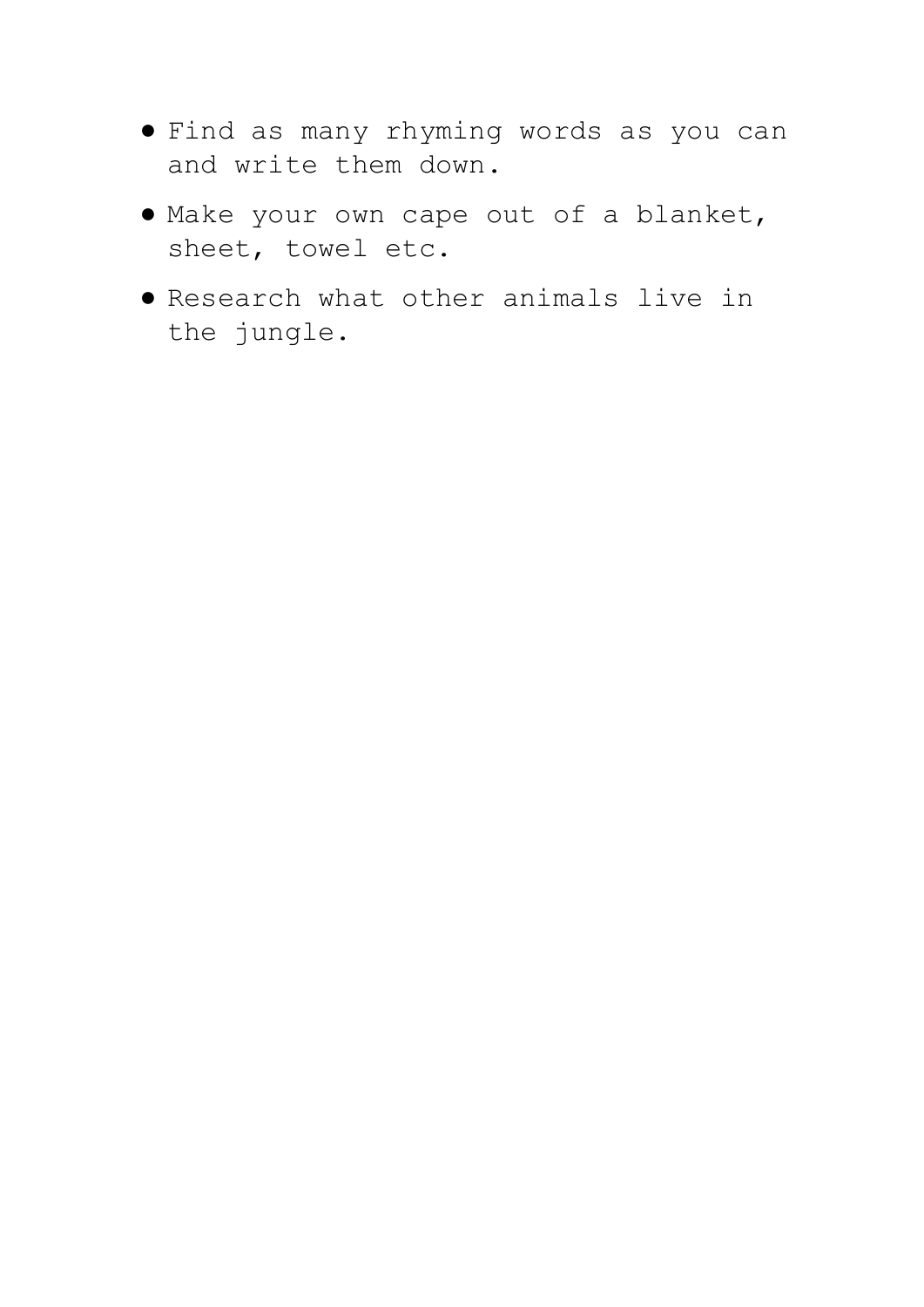- Find as many rhyming words as you can and write them down.
- Make your own cape out of a blanket, sheet, towel etc.
- Research what other animals live in the jungle.